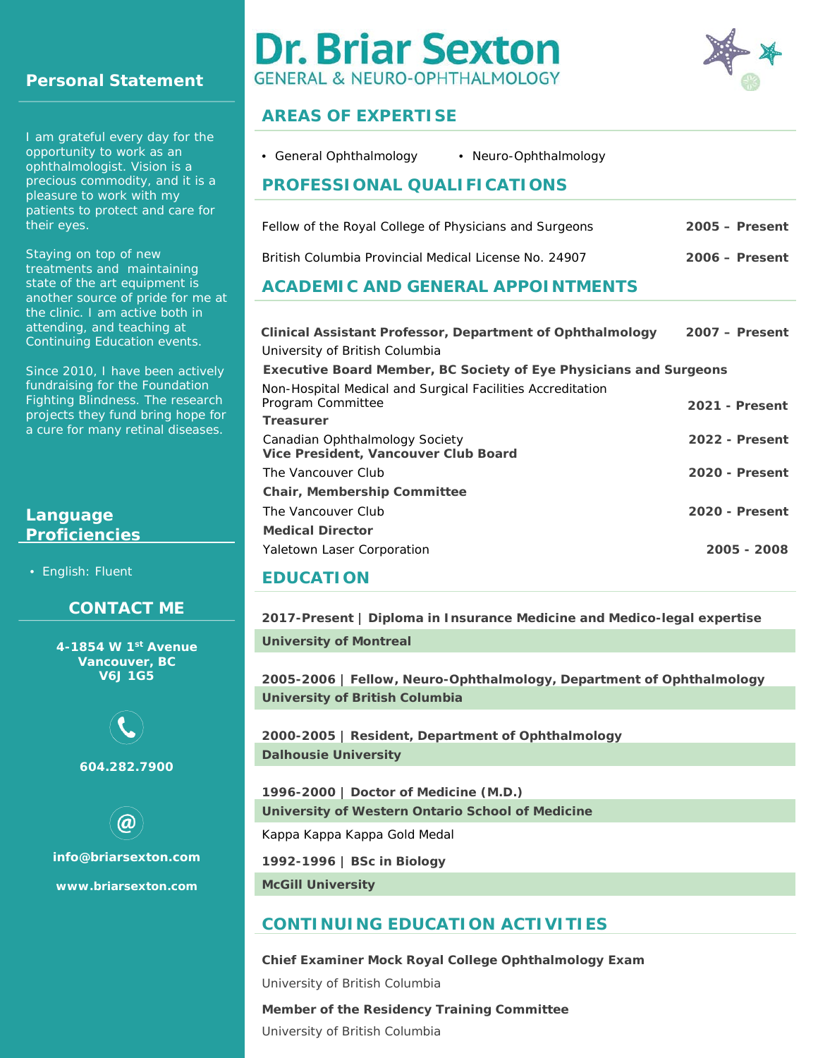# Dr. Briar Sexton

GENERAL & NEURO-OPHTHALMOLOGY

## Personal Statement

I am grateful every day for the opportunity to work as an ophthalmologist. Vision is a precious commodity, and it is a pleasure to work with my patients to protect and care for their eyes.

Staying on top of new treatments and maintaining state of the art equipment is another source of pride for me at the clinic. I am active both in attending, and teaching at Continuing Education events.

Since 2010, I have been actively fundraising for the Foundation Fighting Blindness. The research projects they fund bring hope for a cure for many retinal diseases.

## Language Proficiencies

- English: Fluent

## CONTACT ME

**4-1854 W 1st Avenue**
**Vancouver, BC**
**V6J 1G5**

**604.282.7900**

**info@briarsexton.com**

**www.briarsexton.com**

## AREAS OF EXPERTISE

- General Ophthalmology
- Neuro-Ophthalmology

## PROFESSIONAL QUALIFICATIONS

Fellow of the Royal College of Physicians and Surgeons — **2005 – Present**

British Columbia Provincial Medical License No. 24907 — **2006 – Present**

## ACADEMIC AND GENERAL APPOINTMENTS

**Clinical Assistant Professor, Department of Ophthalmology** — **2007 – Present**
University of British Columbia

**Executive Board Member, BC Society of Eye Physicians and Surgeons**
Non-Hospital Medical and Surgical Facilities Accreditation Program Committee — **2021 - Present**

**Treasurer**
Canadian Ophthalmology Society — **2022 - Present**

**Vice President, Vancouver Club Board**
The Vancouver Club — **2020 - Present**

**Chair, Membership Committee**
The Vancouver Club — **2020 - Present**

**Medical Director**
Yaletown Laser Corporation — **2005 - 2008**

## EDUCATION

**2017-Present | Diploma in Insurance Medicine and Medico-legal expertise**
**University of Montreal**

**2005-2006 | Fellow, Neuro-Ophthalmology, Department of Ophthalmology**
**University of British Columbia**

**2000-2005 | Resident, Department of Ophthalmology**
**Dalhousie University**

**1996-2000 | Doctor of Medicine (M.D.)**
**University of Western Ontario School of Medicine**
Kappa Kappa Kappa Gold Medal

**1992-1996 | BSc in Biology**
**McGill University**

## CONTINUING EDUCATION ACTIVITIES

**Chief Examiner Mock Royal College Ophthalmology Exam**
University of British Columbia

**Member of the Residency Training Committee**
University of British Columbia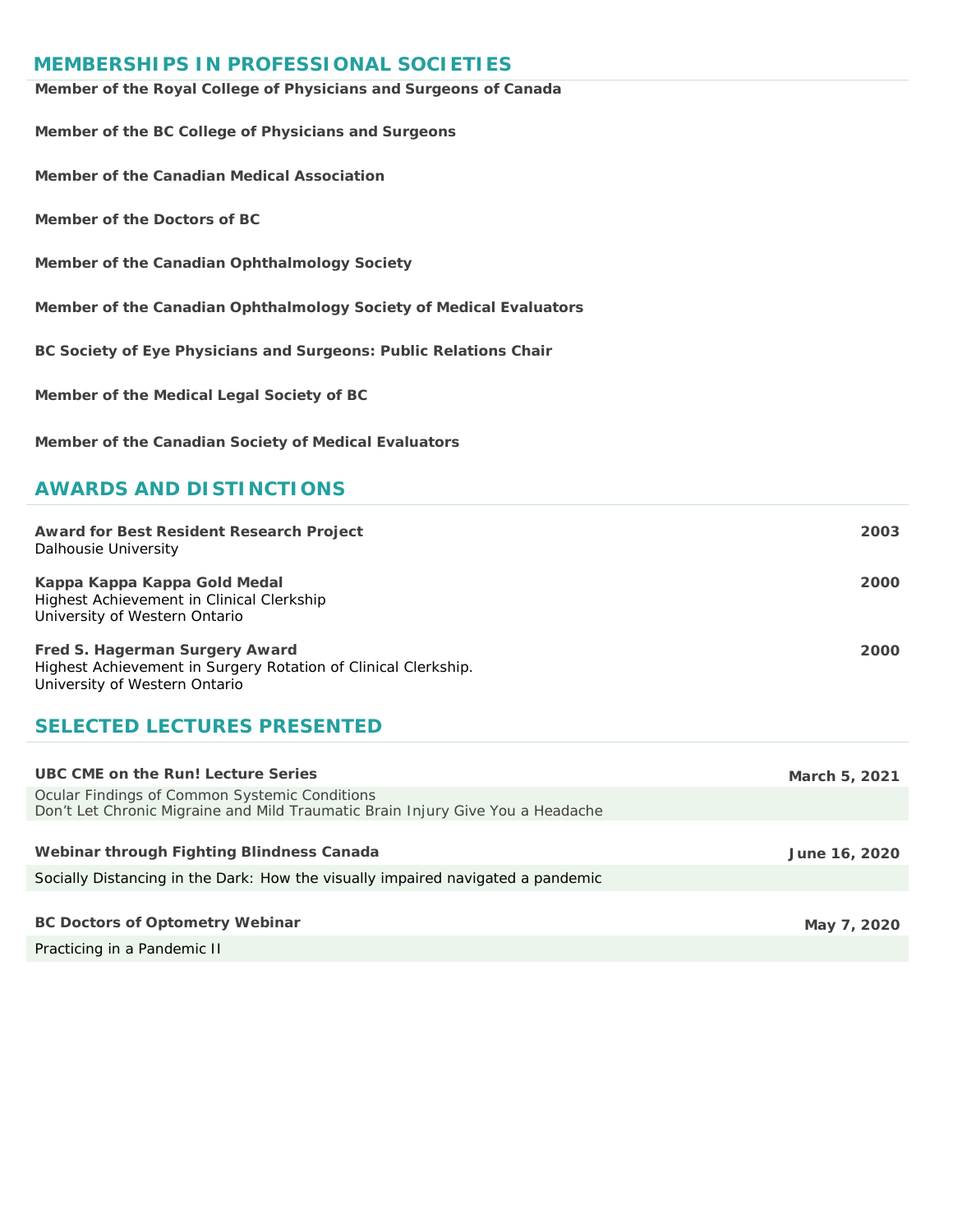## MEMBERSHIPS IN PROFESSIONAL SOCIETIES

**Member of the Royal College of Physicians and Surgeons of Canada**

**Member of the BC College of Physicians and Surgeons**

**Member of the Canadian Medical Association**

**Member of the Doctors of BC**

**Member of the Canadian Ophthalmology Society**

**Member of the Canadian Ophthalmology Society of Medical Evaluators**

**BC Society of Eye Physicians and Surgeons: Public Relations Chair**

**Member of the Medical Legal Society of BC**

**Member of the Canadian Society of Medical Evaluators**

## AWARDS AND DISTINCTIONS

**Award for Best Resident Research Project** — **2003**
Dalhousie University

**Kappa Kappa Kappa Gold Medal** — **2000**
Highest Achievement in Clinical Clerkship
University of Western Ontario

**Fred S. Hagerman Surgery Award** — **2000**
Highest Achievement in Surgery Rotation of Clinical Clerkship.
University of Western Ontario

## SELECTED LECTURES PRESENTED

**UBC CME on the Run! Lecture Series** — **March 5, 2021**
Ocular Findings of Common Systemic Conditions
Don't Let Chronic Migraine and Mild Traumatic Brain Injury Give You a Headache

**Webinar through Fighting Blindness Canada** — **June 16, 2020**
Socially Distancing in the Dark: How the visually impaired navigated a pandemic

**BC Doctors of Optometry Webinar** — **May 7, 2020**
Practicing in a Pandemic II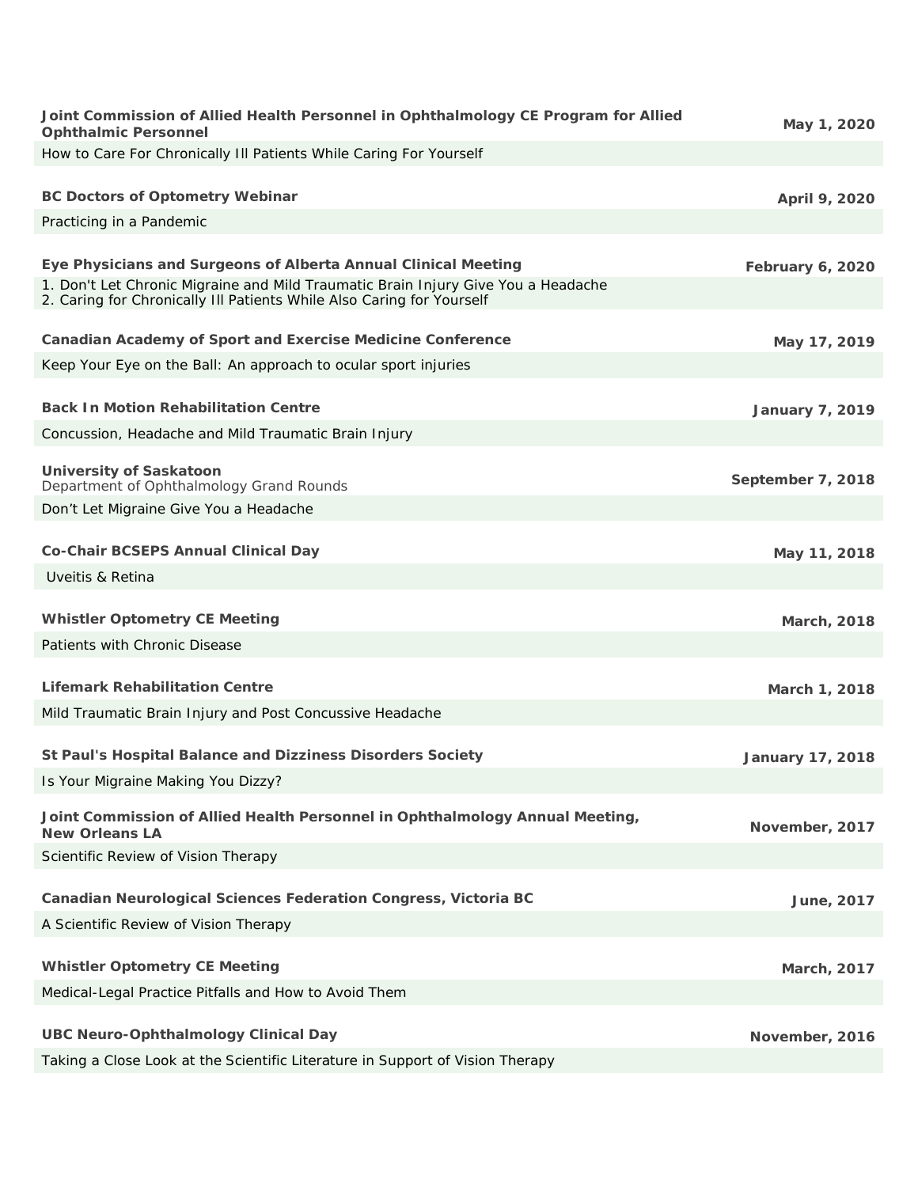**Joint Commission of Allied Health Personnel in Ophthalmology CE Program for Allied Ophthalmic Personnel** — **May 1, 2020**

How to Care For Chronically Ill Patients While Caring For Yourself

**BC Doctors of Optometry Webinar** — **April 9, 2020**

Practicing in a Pandemic

**Eye Physicians and Surgeons of Alberta Annual Clinical Meeting** — **February 6, 2020**

1. Don't Let Chronic Migraine and Mild Traumatic Brain Injury Give You a Headache
2. Caring for Chronically Ill Patients While Also Caring for Yourself

**Canadian Academy of Sport and Exercise Medicine Conference** — **May 17, 2019**

Keep Your Eye on the Ball: An approach to ocular sport injuries

**Back In Motion Rehabilitation Centre** — **January 7, 2019**

Concussion, Headache and Mild Traumatic Brain Injury

**University of Saskatoon**
Department of Ophthalmology Grand Rounds — **September 7, 2018**

Don't Let Migraine Give You a Headache

**Co-Chair BCSEPS Annual Clinical Day** — **May 11, 2018**

Uveitis & Retina

**Whistler Optometry CE Meeting** — **March, 2018**

Patients with Chronic Disease

**Lifemark Rehabilitation Centre** — **March 1, 2018**

Mild Traumatic Brain Injury and Post Concussive Headache

**St Paul's Hospital Balance and Dizziness Disorders Society** — **January 17, 2018**

Is Your Migraine Making You Dizzy?

**Joint Commission of Allied Health Personnel in Ophthalmology Annual Meeting, New Orleans LA** — **November, 2017**

Scientific Review of Vision Therapy

**Canadian Neurological Sciences Federation Congress, Victoria BC** — **June, 2017**

A Scientific Review of Vision Therapy

**Whistler Optometry CE Meeting** — **March, 2017**

Medical-Legal Practice Pitfalls and How to Avoid Them

**UBC Neuro-Ophthalmology Clinical Day** — **November, 2016**

Taking a Close Look at the Scientific Literature in Support of Vision Therapy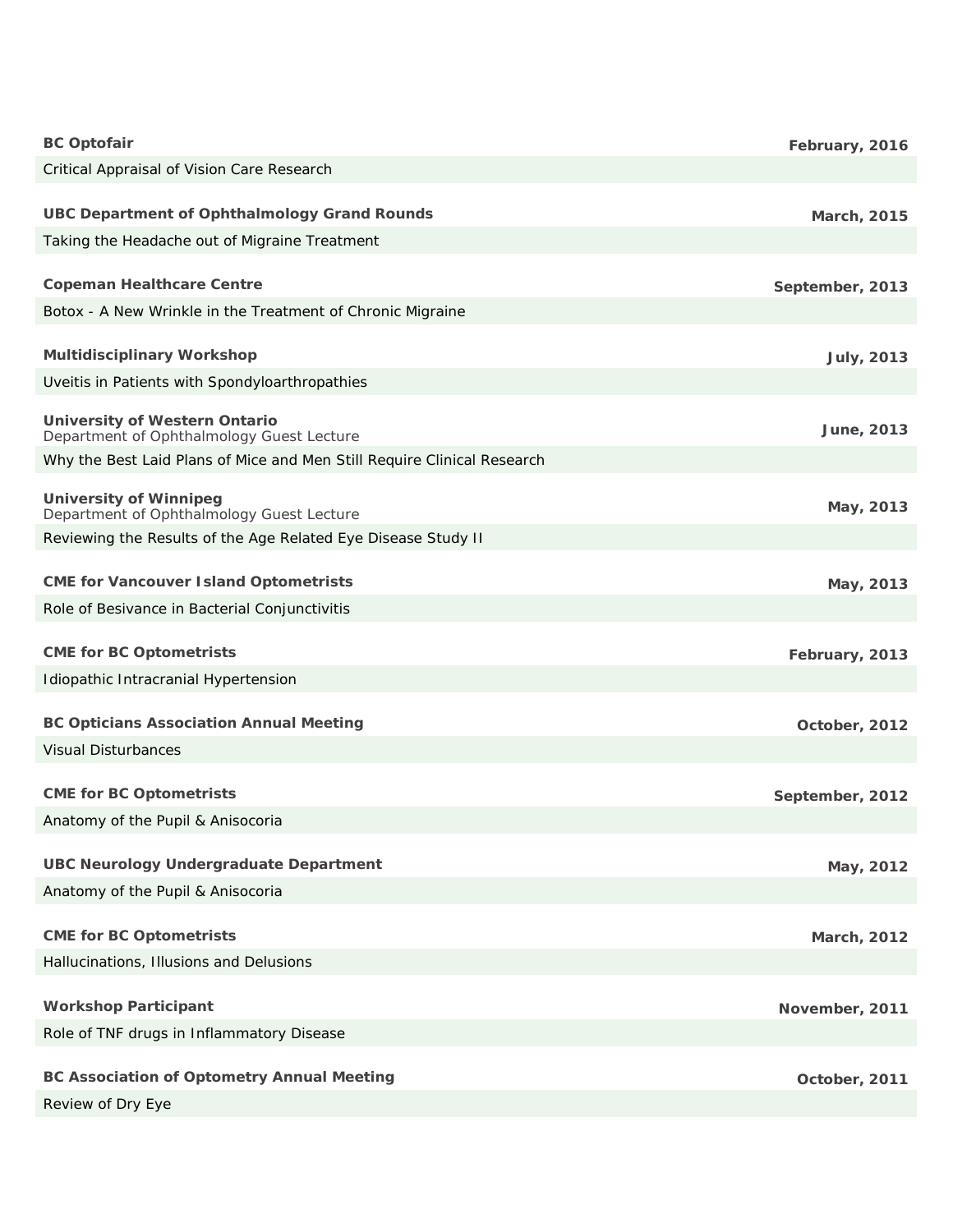**BC Optofair** February, 2016

Critical Appraisal of Vision Care Research

**UBC Department of Ophthalmology Grand Rounds** March, 2015

Taking the Headache out of Migraine Treatment

**Copeman Healthcare Centre** September, 2013

Botox - A New Wrinkle in the Treatment of Chronic Migraine

**Multidisciplinary Workshop** July, 2013

Uveitis in Patients with Spondyloarthropathies

**University of Western Ontario**
Department of Ophthalmology Guest Lecture June, 2013

Why the Best Laid Plans of Mice and Men Still Require Clinical Research

**University of Winnipeg**
Department of Ophthalmology Guest Lecture May, 2013

Reviewing the Results of the Age Related Eye Disease Study II

**CME for Vancouver Island Optometrists** May, 2013

Role of Besivance in Bacterial Conjunctivitis

**CME for BC Optometrists** February, 2013

Idiopathic Intracranial Hypertension

**BC Opticians Association Annual Meeting** October, 2012

Visual Disturbances

**CME for BC Optometrists** September, 2012

Anatomy of the Pupil & Anisocoria

**UBC Neurology Undergraduate Department** May, 2012

Anatomy of the Pupil & Anisocoria

**CME for BC Optometrists** March, 2012

Hallucinations, Illusions and Delusions

**Workshop Participant** November, 2011

Role of TNF drugs in Inflammatory Disease

**BC Association of Optometry Annual Meeting** October, 2011

Review of Dry Eye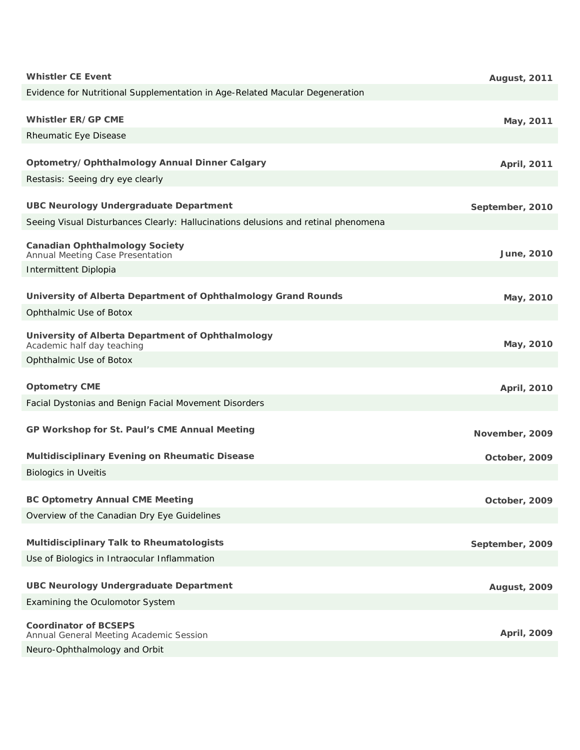**Whistler CE Event** **August, 2011**

Evidence for Nutritional Supplementation in Age-Related Macular Degeneration

**Whistler ER/GP CME** **May, 2011**

Rheumatic Eye Disease

**Optometry/Ophthalmology Annual Dinner Calgary** **April, 2011**

Restasis: Seeing dry eye clearly

**UBC Neurology Undergraduate Department** **September, 2010**

Seeing Visual Disturbances Clearly: Hallucinations delusions and retinal phenomena

**Canadian Ophthalmology Society** **June, 2010**
Annual Meeting Case Presentation

Intermittent Diplopia

**University of Alberta Department of Ophthalmology Grand Rounds** **May, 2010**

Ophthalmic Use of Botox

**University of Alberta Department of Ophthalmology** **May, 2010**
Academic half day teaching

Ophthalmic Use of Botox

**Optometry CME** **April, 2010**

Facial Dystonias and Benign Facial Movement Disorders

**GP Workshop for St. Paul's CME Annual Meeting** **November, 2009**

**Multidisciplinary Evening on Rheumatic Disease** **October, 2009**

Biologics in Uveitis

**BC Optometry Annual CME Meeting** **October, 2009**

Overview of the Canadian Dry Eye Guidelines

**Multidisciplinary Talk to Rheumatologists** **September, 2009**

Use of Biologics in Intraocular Inflammation

**UBC Neurology Undergraduate Department** **August, 2009**

Examining the Oculomotor System

**Coordinator of BCSEPS** **April, 2009**
Annual General Meeting Academic Session

Neuro-Ophthalmology and Orbit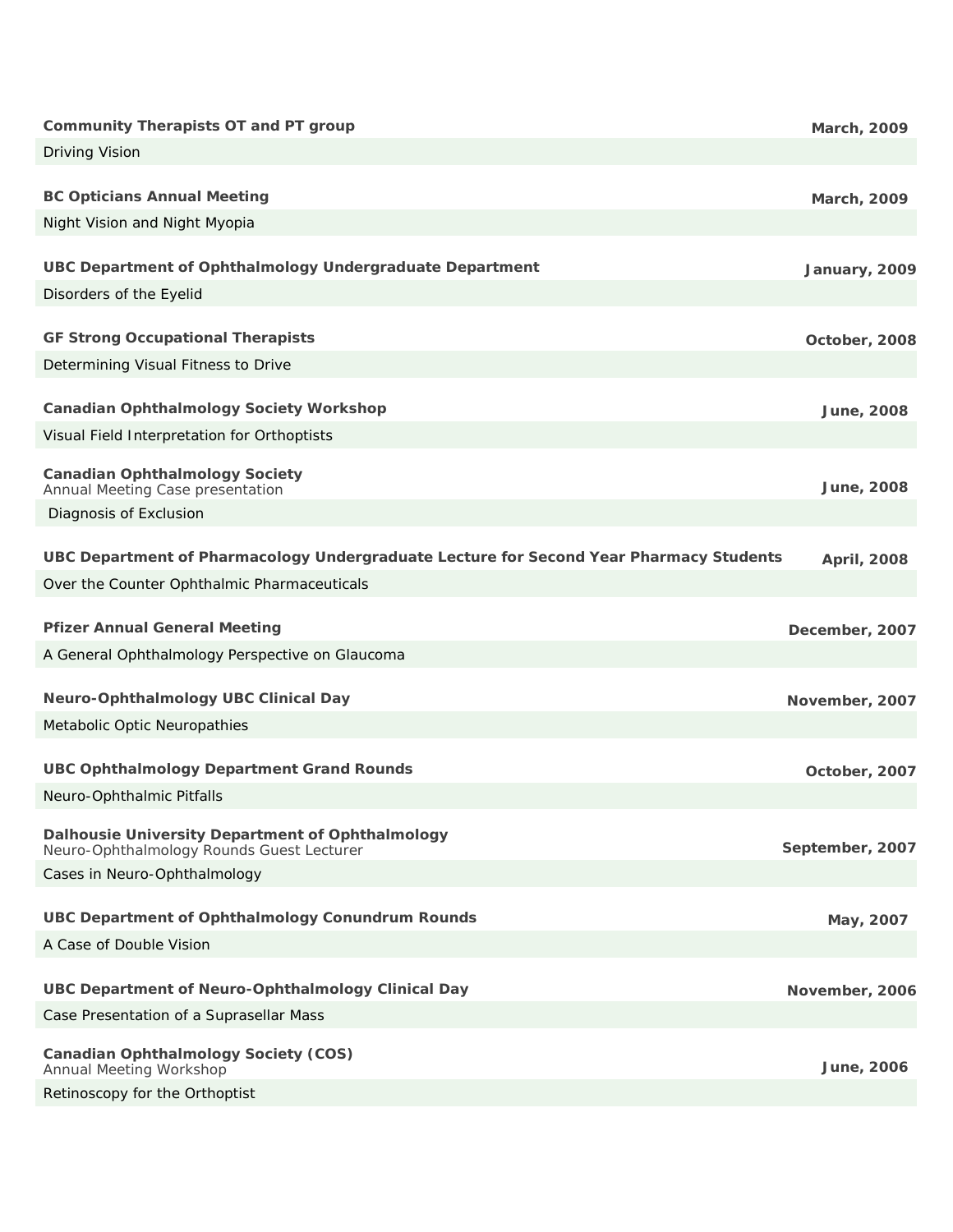**Community Therapists OT and PT group** — **March, 2009**

Driving Vision

**BC Opticians Annual Meeting** — **March, 2009**

Night Vision and Night Myopia

**UBC Department of Ophthalmology Undergraduate Department** — **January, 2009**

Disorders of the Eyelid

**GF Strong Occupational Therapists** — **October, 2008**

Determining Visual Fitness to Drive

**Canadian Ophthalmology Society Workshop** — **June, 2008**

Visual Field Interpretation for Orthoptists

**Canadian Ophthalmology Society**
Annual Meeting Case presentation — **June, 2008**

Diagnosis of Exclusion

**UBC Department of Pharmacology Undergraduate Lecture for Second Year Pharmacy Students** — **April, 2008**

Over the Counter Ophthalmic Pharmaceuticals

**Pfizer Annual General Meeting** — **December, 2007**

A General Ophthalmology Perspective on Glaucoma

**Neuro-Ophthalmology UBC Clinical Day** — **November, 2007**

Metabolic Optic Neuropathies

**UBC Ophthalmology Department Grand Rounds** — **October, 2007**

Neuro-Ophthalmic Pitfalls

**Dalhousie University Department of Ophthalmology**
Neuro-Ophthalmology Rounds Guest Lecturer — **September, 2007**

Cases in Neuro-Ophthalmology

**UBC Department of Ophthalmology Conundrum Rounds** — **May, 2007**

A Case of Double Vision

**UBC Department of Neuro-Ophthalmology Clinical Day** — **November, 2006**

Case Presentation of a Suprasellar Mass

**Canadian Ophthalmology Society (COS)**
Annual Meeting Workshop — **June, 2006**

Retinoscopy for the Orthoptist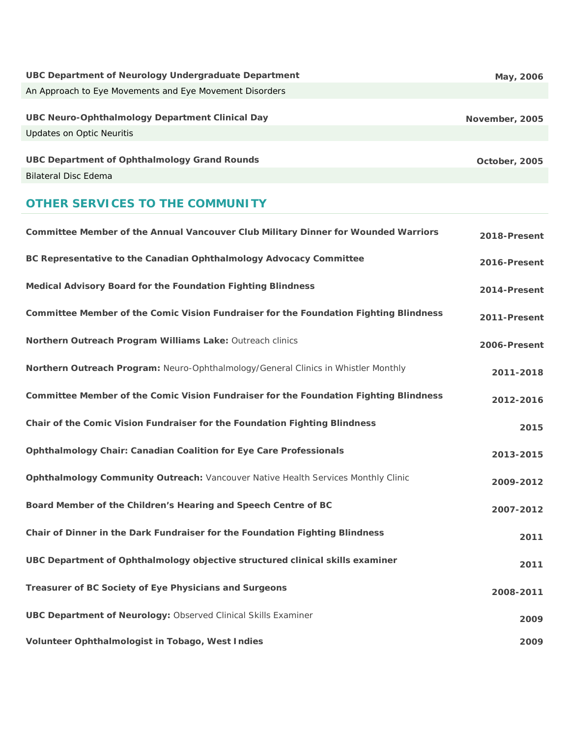**UBC Department of Neurology Undergraduate Department** — May, 2006

An Approach to Eye Movements and Eye Movement Disorders

**UBC Neuro-Ophthalmology Department Clinical Day** — November, 2005

Updates on Optic Neuritis

**UBC Department of Ophthalmology Grand Rounds** — October, 2005

Bilateral Disc Edema

## OTHER SERVICES TO THE COMMUNITY

**Committee Member of the Annual Vancouver Club Military Dinner for Wounded Warriors** — **2018-Present**

**BC Representative to the Canadian Ophthalmology Advocacy Committee** — **2016-Present**

**Medical Advisory Board for the Foundation Fighting Blindness** — **2014-Present**

**Committee Member of the Comic Vision Fundraiser for the Foundation Fighting Blindness** — **2011-Present**

**Northern Outreach Program Williams Lake:** Outreach clinics — **2006-Present**

**Northern Outreach Program:** Neuro-Ophthalmology/General Clinics in Whistler Monthly — **2011-2018**

**Committee Member of the Comic Vision Fundraiser for the Foundation Fighting Blindness** — **2012-2016**

**Chair of the Comic Vision Fundraiser for the Foundation Fighting Blindness** — **2015**

**Ophthalmology Chair: Canadian Coalition for Eye Care Professionals** — **2013-2015**

**Ophthalmology Community Outreach:** Vancouver Native Health Services Monthly Clinic — **2009-2012**

**Board Member of the Children's Hearing and Speech Centre of BC** — **2007-2012**

**Chair of Dinner in the Dark Fundraiser for the Foundation Fighting Blindness** — **2011**

**UBC Department of Ophthalmology objective structured clinical skills examiner** — **2011**

**Treasurer of BC Society of Eye Physicians and Surgeons** — **2008-2011**

**UBC Department of Neurology:** Observed Clinical Skills Examiner — **2009**

**Volunteer Ophthalmologist in Tobago, West Indies** — **2009**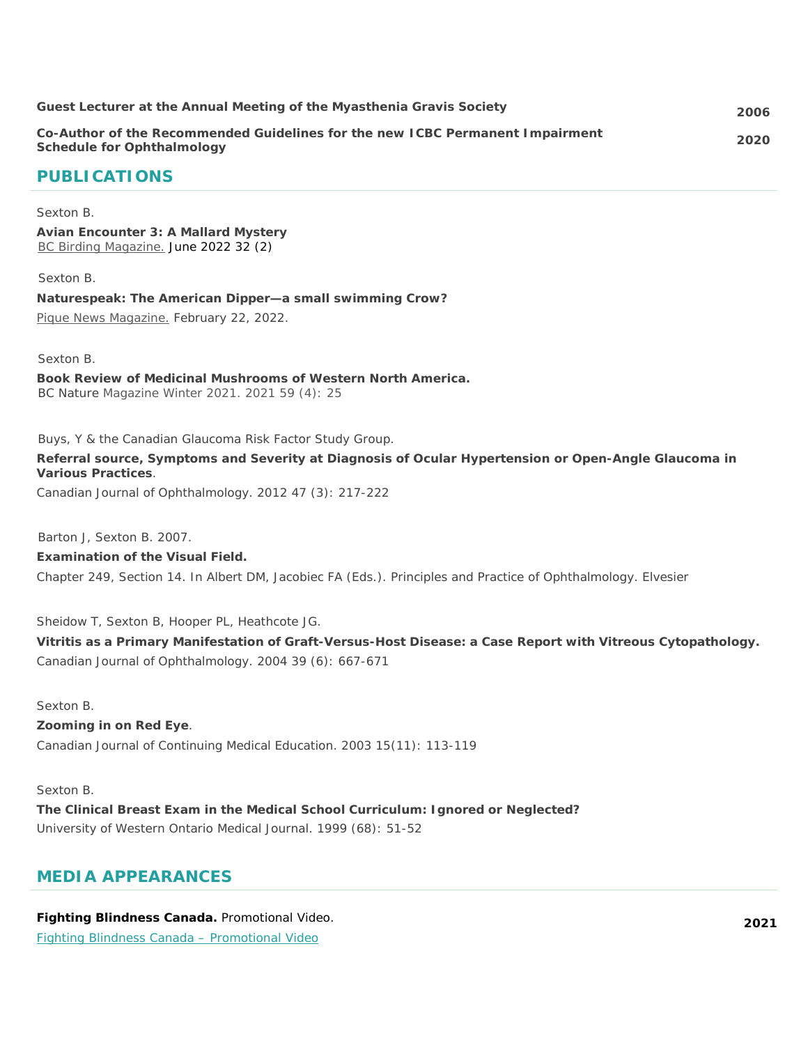**Guest Lecturer at the Annual Meeting of the Myasthenia Gravis Society** **2006**

**Co-Author of the Recommended Guidelines for the new ICBC Permanent Impairment Schedule for Ophthalmology** **2020**

## PUBLICATIONS

Sexton B.

**Avian Encounter 3: A Mallard Mystery**
BC Birding Magazine. June 2022 32 (2)

Sexton B.

**Naturespeak: The American Dipper—a small swimming Crow?**

Pique News Magazine. February 22, 2022.

Sexton B.

**Book Review of Medicinal Mushrooms of Western North America.**
BC Nature Magazine Winter 2021. 2021 59 (4): 25

Buys, Y & the Canadian Glaucoma Risk Factor Study Group.

**Referral source, Symptoms and Severity at Diagnosis of Ocular Hypertension or Open-Angle Glaucoma in Various Practices**.

Canadian Journal of Ophthalmology. 2012 47 (3): 217-222

Barton J, Sexton B. 2007.

**Examination of the Visual Field.**

Chapter 249, Section 14. In Albert DM, Jacobiec FA (Eds.). Principles and Practice of Ophthalmology. Elvesier

Sheidow T, Sexton B, Hooper PL, Heathcote JG.

**Vitritis as a Primary Manifestation of Graft-Versus-Host Disease: a Case Report with Vitreous Cytopathology.**
Canadian Journal of Ophthalmology. 2004 39 (6): 667-671

Sexton B.

**Zooming in on Red Eye**.

Canadian Journal of Continuing Medical Education. 2003 15(11): 113-119

Sexton B.

**The Clinical Breast Exam in the Medical School Curriculum: Ignored or Neglected?**
University of Western Ontario Medical Journal. 1999 (68): 51-52

## MEDIA APPEARANCES

**Fighting Blindness Canada.** Promotional Video. **2021**

Fighting Blindness Canada – Promotional Video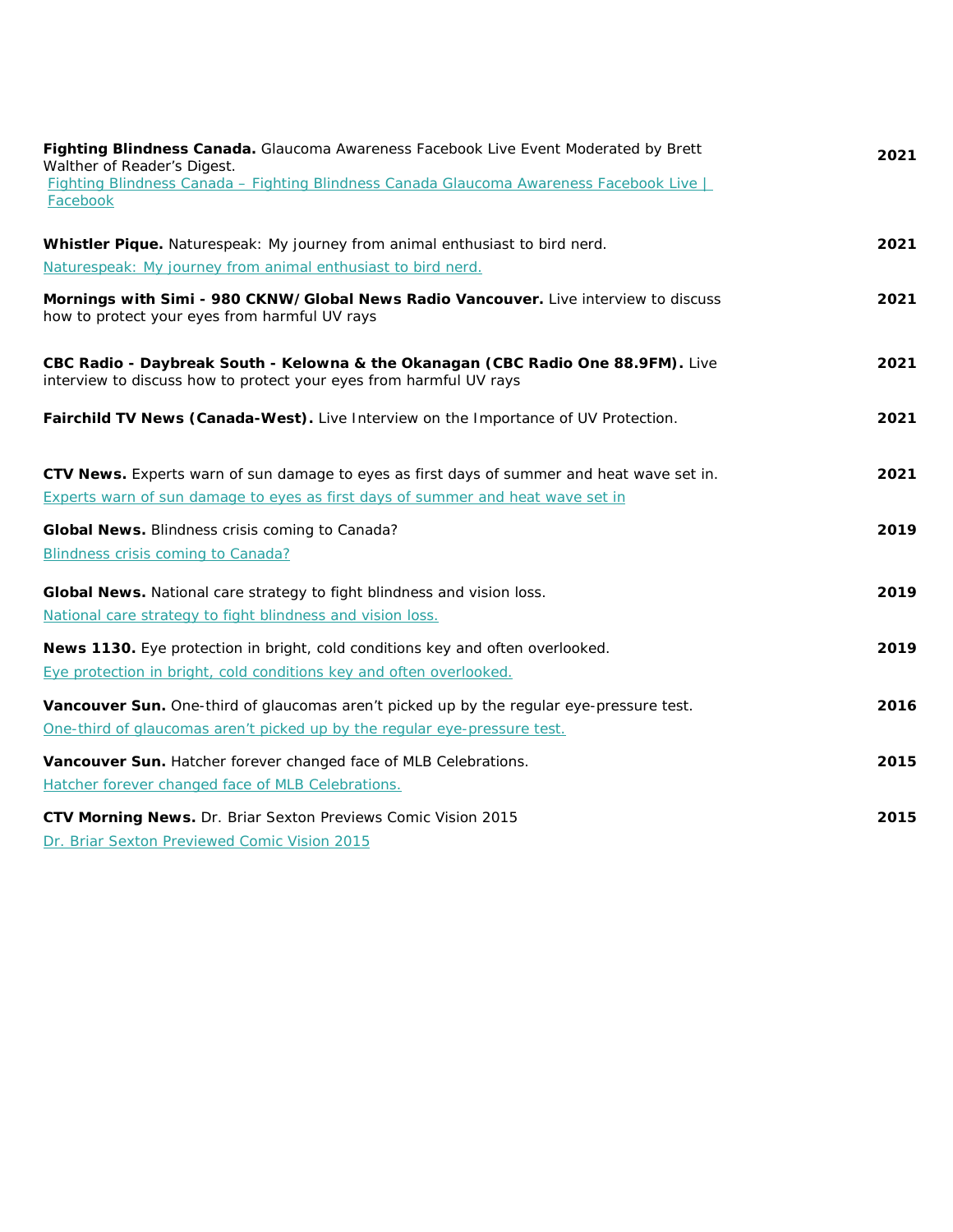**Fighting Blindness Canada.** Glaucoma Awareness Facebook Live Event Moderated by Brett Walther of Reader's Digest. **2021**
Fighting Blindness Canada – Fighting Blindness Canada Glaucoma Awareness Facebook Live | Facebook

**Whistler Pique.** Naturespeak: My journey from animal enthusiast to bird nerd. **2021**
Naturespeak: My journey from animal enthusiast to bird nerd.

**Mornings with Simi - 980 CKNW/Global News Radio Vancouver.** Live interview to discuss how to protect your eyes from harmful UV rays **2021**

**CBC Radio - Daybreak South - Kelowna & the Okanagan (CBC Radio One 88.9FM).** Live interview to discuss how to protect your eyes from harmful UV rays **2021**

**Fairchild TV News (Canada-West).** Live Interview on the Importance of UV Protection. **2021**

**CTV News.** Experts warn of sun damage to eyes as first days of summer and heat wave set in. **2021**
Experts warn of sun damage to eyes as first days of summer and heat wave set in

**Global News.** Blindness crisis coming to Canada? **2019**
Blindness crisis coming to Canada?

**Global News.** National care strategy to fight blindness and vision loss. **2019**
National care strategy to fight blindness and vision loss.

**News 1130.** Eye protection in bright, cold conditions key and often overlooked. **2019**
Eye protection in bright, cold conditions key and often overlooked.

**Vancouver Sun.** One-third of glaucomas aren't picked up by the regular eye-pressure test. **2016**
One-third of glaucomas aren't picked up by the regular eye-pressure test.

**Vancouver Sun.** Hatcher forever changed face of MLB Celebrations. **2015**
Hatcher forever changed face of MLB Celebrations.

**CTV Morning News.** Dr. Briar Sexton Previews Comic Vision 2015 **2015**
Dr. Briar Sexton Previewed Comic Vision 2015